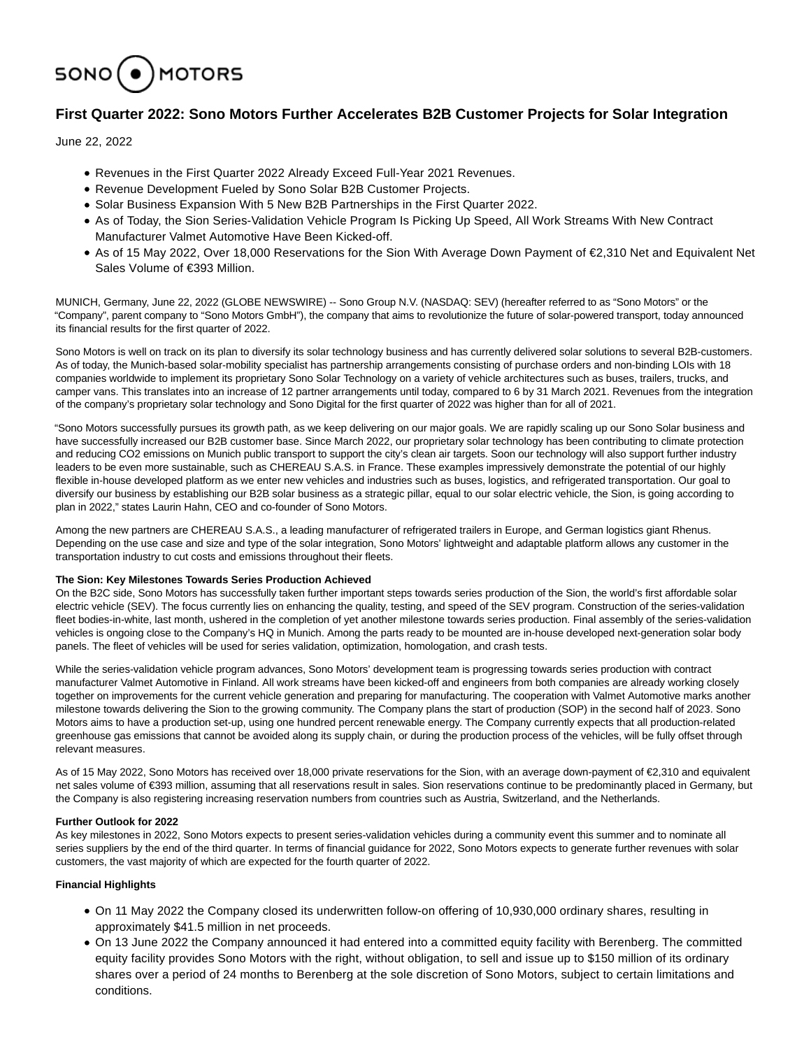SONO MOTORS

# First Quarter 2022: Sono Motors Further Accelerates B2B Customer Projects for Solar Integration

June 22, 2022

- Revenues in the First Quarter 2022 Already Exceed Full-Year 2021 Revenues.
- Revenue Development Fueled by Sono Solar B2B Customer Projects.
- Solar Business Expansion With 5 New B2B Partnerships in the First Quarter 2022.
- As of Today, the Sion Series-Validation Vehicle Program Is Picking Up Speed, All Work Streams With New Contract Manufacturer Valmet Automotive Have Been Kicked-off.
- As of 15 May 2022, Over 18,000 Reservations for the Sion With Average Down Payment of €2,310 Net and Equivalent Net Sales Volume of €393 Million.

MUNICH, Germany, June 22, 2022 (GLOBE NEWSWIRE) -- Sono Group N.V. (NASDAQ: SEV) (hereafter referred to as "Sono Motors" or the "Company", parent company to "Sono Motors GmbH"), the company that aims to revolutionize the future of solar-powered transport, today announced its financial results for the first quarter of 2022.

Sono Motors is well on track on its plan to diversify its solar technology business and has currently delivered solar solutions to several B2B-customers. As of today, the Munich-based solar-mobility specialist has partnership arrangements consisting of purchase orders and non-binding LOIs with 18 companies worldwide to implement its proprietary Sono Solar Technology on a variety of vehicle architectures such as buses, trailers, trucks, and camper vans. This translates into an increase of 12 partner arrangements until today, compared to 6 by 31 March 2021. Revenues from the integration of the company's proprietary solar technology and Sono Digital for the first quarter of 2022 was higher than for all of 2021.

"Sono Motors successfully pursues its growth path, as we keep delivering on our major goals. We are rapidly scaling up our Sono Solar business and have successfully increased our B2B customer base. Since March 2022, our proprietary solar technology has been contributing to climate protection and reducing CO2 emissions on Munich public transport to support the city's clean air targets. Soon our technology will also support further industry leaders to be even more sustainable, such as CHEREAU S.A.S. in France. These examples impressively demonstrate the potential of our highly flexible in-house developed platform as we enter new vehicles and industries such as buses, logistics, and refrigerated transportation. Our goal to diversify our business by establishing our B2B solar business as a strategic pillar, equal to our solar electric vehicle, the Sion, is going according to plan in 2022," states Laurin Hahn, CEO and co-founder of Sono Motors.

Among the new partners are CHEREAU S.A.S., a leading manufacturer of refrigerated trailers in Europe, and German logistics giant Rhenus. Depending on the use case and size and type of the solar integration, Sono Motors' lightweight and adaptable platform allows any customer in the transportation industry to cut costs and emissions throughout their fleets.

**The Sion: Key Milestones Towards Series Production Achieved**

On the B2C side, Sono Motors has successfully taken further important steps towards series production of the Sion, the world's first affordable solar electric vehicle (SEV). The focus currently lies on enhancing the quality, testing, and speed of the SEV program. Construction of the series-validation fleet bodies-in-white, last month, ushered in the completion of yet another milestone towards series production. Final assembly of the series-validation vehicles is ongoing close to the Company's HQ in Munich. Among the parts ready to be mounted are in-house developed next-generation solar body panels. The fleet of vehicles will be used for series validation, optimization, homologation, and crash tests.

While the series-validation vehicle program advances, Sono Motors' development team is progressing towards series production with contract manufacturer Valmet Automotive in Finland. All work streams have been kicked-off and engineers from both companies are already working closely together on improvements for the current vehicle generation and preparing for manufacturing. The cooperation with Valmet Automotive marks another milestone towards delivering the Sion to the growing community. The Company plans the start of production (SOP) in the second half of 2023. Sono Motors aims to have a production set-up, using one hundred percent renewable energy. The Company currently expects that all production-related greenhouse gas emissions that cannot be avoided along its supply chain, or during the production process of the vehicles, will be fully offset through relevant measures.

As of 15 May 2022, Sono Motors has received over 18,000 private reservations for the Sion, with an average down-payment of €2,310 and equivalent net sales volume of €393 million, assuming that all reservations result in sales. Sion reservations continue to be predominantly placed in Germany, but the Company is also registering increasing reservation numbers from countries such as Austria, Switzerland, and the Netherlands.

**Further Outlook for 2022**

As key milestones in 2022, Sono Motors expects to present series-validation vehicles during a community event this summer and to nominate all series suppliers by the end of the third quarter. In terms of financial guidance for 2022, Sono Motors expects to generate further revenues with solar customers, the vast majority of which are expected for the fourth quarter of 2022.

**Financial Highlights**

- On 11 May 2022 the Company closed its underwritten follow-on offering of 10,930,000 ordinary shares, resulting in approximately $41.5 million in net proceeds.
- On 13 June 2022 the Company announced it had entered into a committed equity facility with Berenberg. The committed equity facility provides Sono Motors with the right, without obligation, to sell and issue up to $150 million of its ordinary shares over a period of 24 months to Berenberg at the sole discretion of Sono Motors, subject to certain limitations and conditions.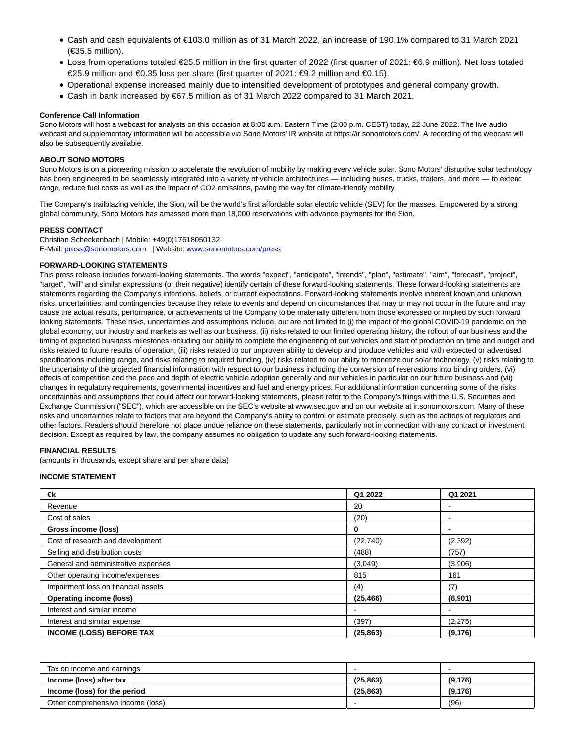- Cash and cash equivalents of €103.0 million as of 31 March 2022, an increase of 190.1% compared to 31 March 2021 (€35.5 million).
- Loss from operations totaled €25.5 million in the first quarter of 2022 (first quarter of 2021: €6.9 million). Net loss totaled €25.9 million and €0.35 loss per share (first quarter of 2021: €9.2 million and €0.15).
- Operational expense increased mainly due to intensified development of prototypes and general company growth.
- Cash in bank increased by €67.5 million as of 31 March 2022 compared to 31 March 2021.

**Conference Call Information**

Sono Motors will host a webcast for analysts on this occasion at 8:00 a.m. Eastern Time (2:00 p.m. CEST) today, 22 June 2022. The live audio webcast and supplementary information will be accessible via Sono Motors' IR website at https://ir.sonomotors.com/. A recording of the webcast will also be subsequently available.

**ABOUT SONO MOTORS**

Sono Motors is on a pioneering mission to accelerate the revolution of mobility by making every vehicle solar. Sono Motors' disruptive solar technology has been engineered to be seamlessly integrated into a variety of vehicle architectures — including buses, trucks, trailers, and more — to extend range, reduce fuel costs as well as the impact of CO2 emissions, paving the way for climate-friendly mobility.

The Company's trailblazing vehicle, the Sion, will be the world's first affordable solar electric vehicle (SEV) for the masses. Empowered by a strong global community, Sono Motors has amassed more than 18,000 reservations with advance payments for the Sion.

**PRESS CONTACT**

Christian Scheckenbach | Mobile: +49(0)17618050132
E-Mail: press@sonomotors.com | Website: www.sonomotors.com/press

**FORWARD-LOOKING STATEMENTS**

This press release includes forward-looking statements. The words "expect", "anticipate", "intends", "plan", "estimate", "aim", "forecast", "project", "target", "will" and similar expressions (or their negative) identify certain of these forward-looking statements. These forward-looking statements are statements regarding the Company's intentions, beliefs, or current expectations. Forward-looking statements involve inherent known and unknown risks, uncertainties, and contingencies because they relate to events and depend on circumstances that may or may not occur in the future and may cause the actual results, performance, or achievements of the Company to be materially different from those expressed or implied by such forward looking statements. These risks, uncertainties and assumptions include, but are not limited to (i) the impact of the global COVID-19 pandemic on the global economy, our industry and markets as well as our business, (ii) risks related to our limited operating history, the rollout of our business and the timing of expected business milestones including our ability to complete the engineering of our vehicles and start of production on time and budget and risks related to future results of operation, (iii) risks related to our unproven ability to develop and produce vehicles and with expected or advertised specifications including range, and risks relating to required funding, (iv) risks related to our ability to monetize our solar technology, (v) risks relating to the uncertainty of the projected financial information with respect to our business including the conversion of reservations into binding orders, (vi) effects of competition and the pace and depth of electric vehicle adoption generally and our vehicles in particular on our future business and (vii) changes in regulatory requirements, governmental incentives and fuel and energy prices. For additional information concerning some of the risks, uncertainties and assumptions that could affect our forward-looking statements, please refer to the Company's filings with the U.S. Securities and Exchange Commission ("SEC"), which are accessible on the SEC's website at www.sec.gov and on our website at ir.sonomotors.com. Many of these risks and uncertainties relate to factors that are beyond the Company's ability to control or estimate precisely, such as the actions of regulators and other factors. Readers should therefore not place undue reliance on these statements, particularly not in connection with any contract or investment decision. Except as required by law, the company assumes no obligation to update any such forward-looking statements.

**FINANCIAL RESULTS**

(amounts in thousands, except share and per share data)

**INCOME STATEMENT**

| €k | Q1 2022 | Q1 2021 |
|---|---|---|
| Revenue | 20 | - |
| Cost of sales | (20) | - |
| **Gross income (loss)** | **0** | **-** |
| Cost of research and development | (22,740) | (2,392) |
| Selling and distribution costs | (488) | (757) |
| General and administrative expenses | (3,049) | (3,906) |
| Other operating income/expenses | 815 | 161 |
| Impairment loss on financial assets | (4) | (7) |
| **Operating income (loss)** | **(25,466)** | **(6,901)** |
| Interest and similar income | - | - |
| Interest and similar expense | (397) | (2,275) |
| **INCOME (LOSS) BEFORE TAX** | **(25,863)** | **(9,176)** |
| Tax on income and earnings | - | - |
| **Income (loss) after tax** | **(25,863)** | **(9,176)** |
| **Income (loss) for the period** | **(25,863)** | **(9,176)** |
| Other comprehensive income (loss) | - | (96) |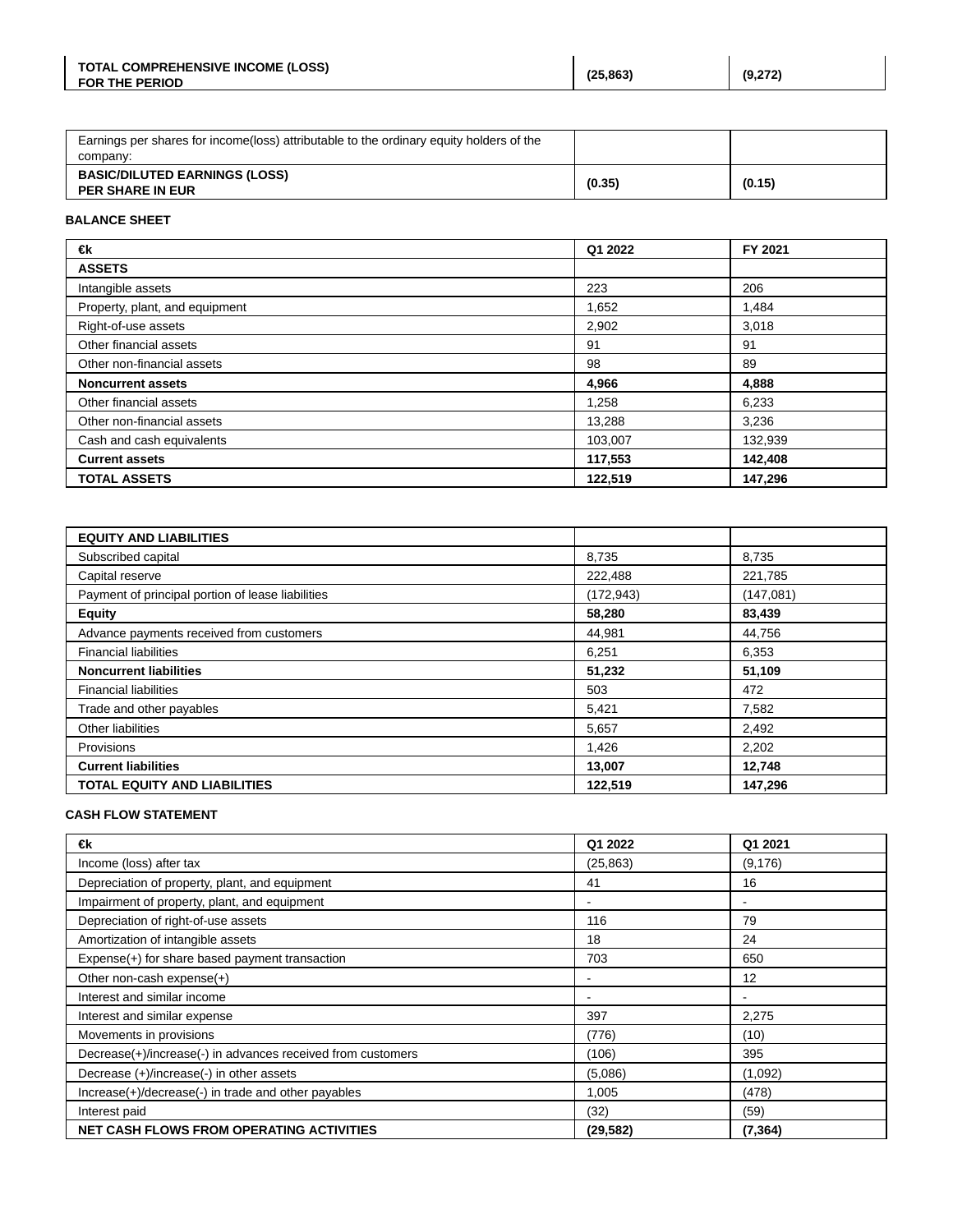| TOTAL COMPREHENSIVE INCOME (LOSS) FOR THE PERIOD | (25,863) | (9,272) |
|---|---|---|

| Earnings per shares for income(loss) attributable to the ordinary equity holders of the company: | | |
|---|---|---|
| **BASIC/DILUTED EARNINGS (LOSS) PER SHARE IN EUR** | **(0.35)** | **(0.15)** |

**BALANCE SHEET**

| €k | Q1 2022 | FY 2021 |
|---|---|---|
| **ASSETS** | | |
| Intangible assets | 223 | 206 |
| Property, plant, and equipment | 1,652 | 1,484 |
| Right-of-use assets | 2,902 | 3,018 |
| Other financial assets | 91 | 91 |
| Other non-financial assets | 98 | 89 |
| **Noncurrent assets** | **4,966** | **4,888** |
| Other financial assets | 1,258 | 6,233 |
| Other non-financial assets | 13,288 | 3,236 |
| Cash and cash equivalents | 103,007 | 132,939 |
| **Current assets** | **117,553** | **142,408** |
| **TOTAL ASSETS** | **122,519** | **147,296** |

| **EQUITY AND LIABILITIES** | | |
|---|---|---|
| Subscribed capital | 8,735 | 8,735 |
| Capital reserve | 222,488 | 221,785 |
| Payment of principal portion of lease liabilities | (172,943) | (147,081) |
| **Equity** | **58,280** | **83,439** |
| Advance payments received from customers | 44,981 | 44,756 |
| Financial liabilities | 6,251 | 6,353 |
| **Noncurrent liabilities** | **51,232** | **51,109** |
| Financial liabilities | 503 | 472 |
| Trade and other payables | 5,421 | 7,582 |
| Other liabilities | 5,657 | 2,492 |
| Provisions | 1,426 | 2,202 |
| **Current liabilities** | **13,007** | **12,748** |
| **TOTAL EQUITY AND LIABILITIES** | **122,519** | **147,296** |

**CASH FLOW STATEMENT**

| €k | Q1 2022 | Q1 2021 |
|---|---|---|
| Income (loss) after tax | (25,863) | (9,176) |
| Depreciation of property, plant, and equipment | 41 | 16 |
| Impairment of property, plant, and equipment | - | - |
| Depreciation of right-of-use assets | 116 | 79 |
| Amortization of intangible assets | 18 | 24 |
| Expense(+) for share based payment transaction | 703 | 650 |
| Other non-cash expense(+) | - | 12 |
| Interest and similar income | - | - |
| Interest and similar expense | 397 | 2,275 |
| Movements in provisions | (776) | (10) |
| Decrease(+)/increase(-) in advances received from customers | (106) | 395 |
| Decrease (+)/increase(-) in other assets | (5,086) | (1,092) |
| Increase(+)/decrease(-) in trade and other payables | 1,005 | (478) |
| Interest paid | (32) | (59) |
| **NET CASH FLOWS FROM OPERATING ACTIVITIES** | **(29,582)** | **(7,364)** |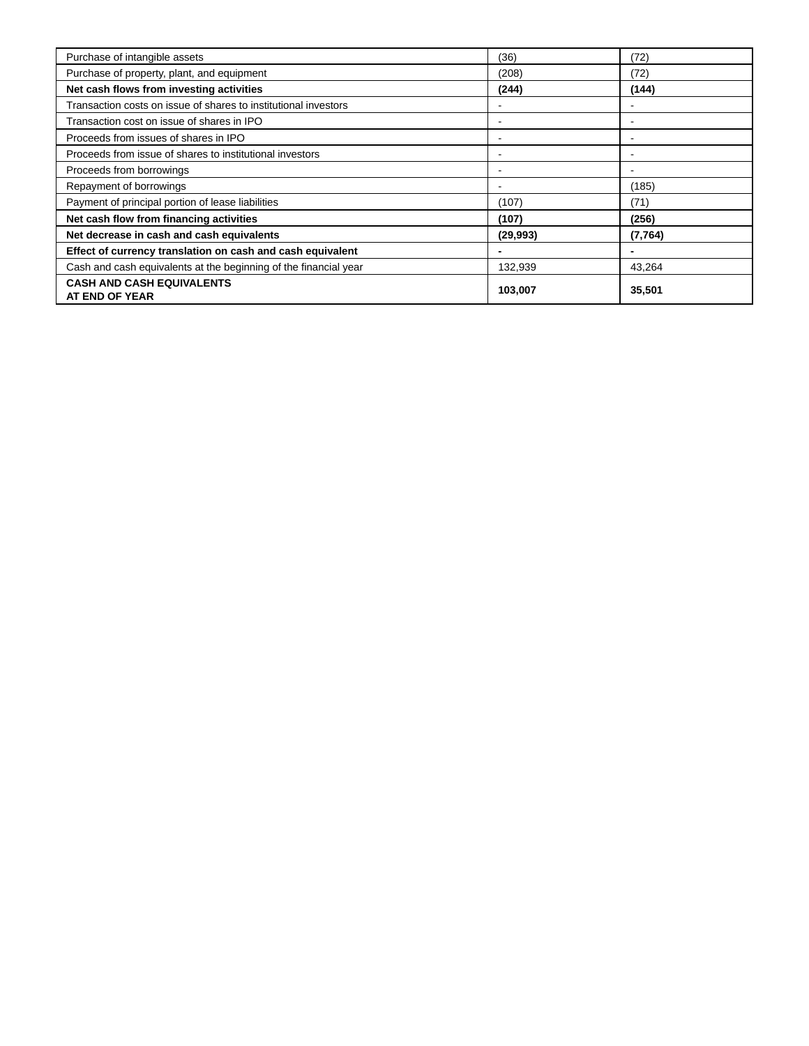| | | |
|---|---|---|
| Purchase of intangible assets | (36) | (72) |
| Purchase of property, plant, and equipment | (208) | (72) |
| **Net cash flows from investing activities** | **(244)** | **(144)** |
| Transaction costs on issue of shares to institutional investors | - | - |
| Transaction cost on issue of shares in IPO | - | - |
| Proceeds from issues of shares in IPO | - | - |
| Proceeds from issue of shares to institutional investors | - | - |
| Proceeds from borrowings | - | - |
| Repayment of borrowings | - | (185) |
| Payment of principal portion of lease liabilities | (107) | (71) |
| **Net cash flow from financing activities** | **(107)** | **(256)** |
| **Net decrease in cash and cash equivalents** | **(29,993)** | **(7,764)** |
| **Effect of currency translation on cash and cash equivalent** | **-** | **-** |
| Cash and cash equivalents at the beginning of the financial year | 132,939 | 43,264 |
| **CASH AND CASH EQUIVALENTS AT END OF YEAR** | **103,007** | **35,501** |